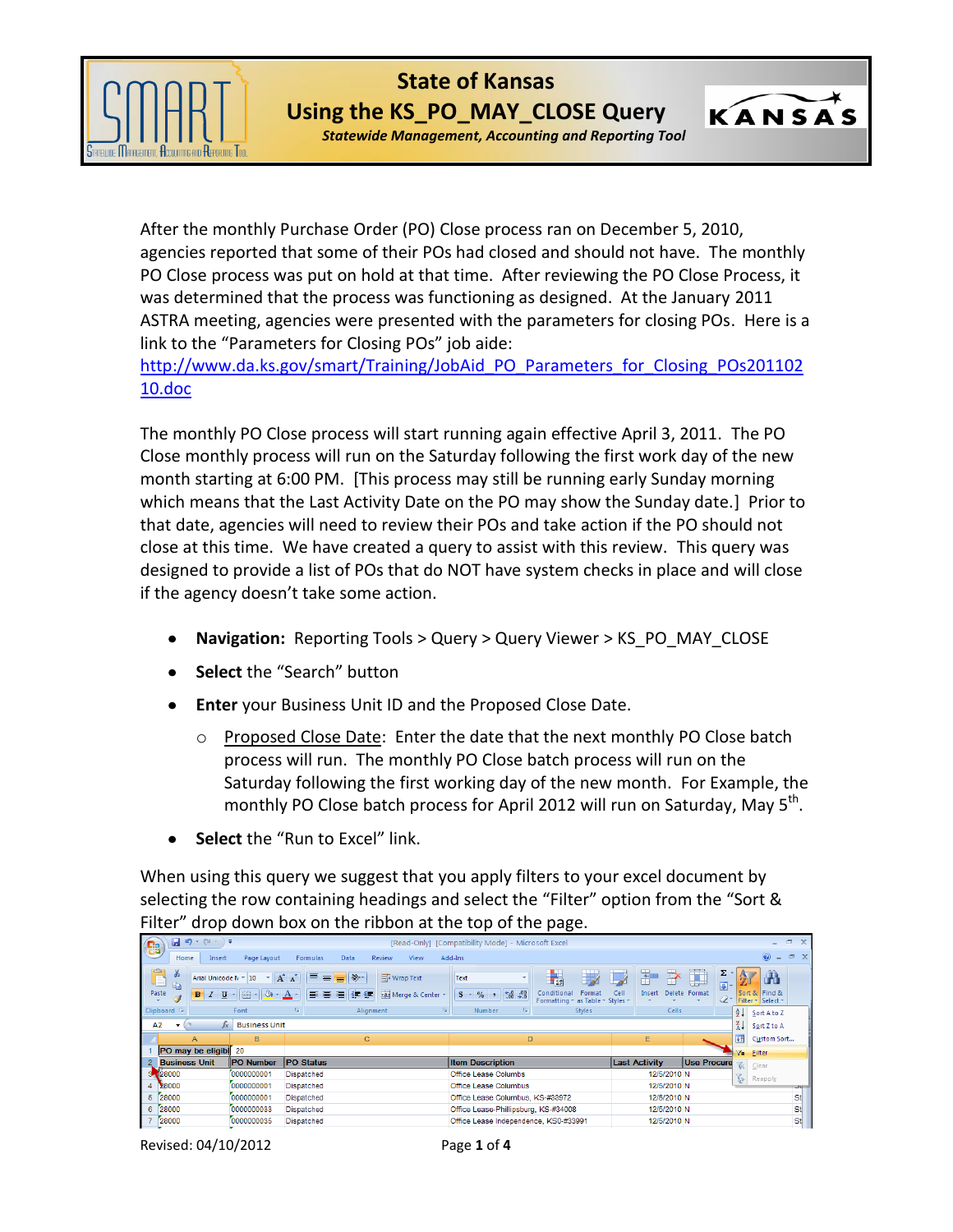# State of Kansas
## Using the KS_PO_MAY_CLOSE Query
*Statewide Management, Accounting and Reporting Tool*

After the monthly Purchase Order (PO) Close process ran on December 5, 2010, agencies reported that some of their POs had closed and should not have. The monthly PO Close process was put on hold at that time. After reviewing the PO Close Process, it was determined that the process was functioning as designed. At the January 2011 ASTRA meeting, agencies were presented with the parameters for closing POs. Here is a link to the "Parameters for Closing POs" job aide: http://www.da.ks.gov/smart/Training/JobAid_PO_Parameters_for_Closing_POs20110210.doc

The monthly PO Close process will start running again effective April 3, 2011. The PO Close monthly process will run on the Saturday following the first work day of the new month starting at 6:00 PM. [This process may still be running early Sunday morning which means that the Last Activity Date on the PO may show the Sunday date.] Prior to that date, agencies will need to review their POs and take action if the PO should not close at this time. We have created a query to assist with this review. This query was designed to provide a list of POs that do NOT have system checks in place and will close if the agency doesn't take some action.

- **Navigation:** Reporting Tools > Query > Query Viewer > KS_PO_MAY_CLOSE
- **Select** the "Search" button
- **Enter** your Business Unit ID and the Proposed Close Date.
  - Proposed Close Date: Enter the date that the next monthly PO Close batch process will run. The monthly PO Close batch process will run on the Saturday following the first working day of the new month. For Example, the monthly PO Close batch process for April 2012 will run on Saturday, May 5th.
- **Select** the "Run to Excel" link.

When using this query we suggest that you apply filters to your excel document by selecting the row containing headings and select the "Filter" option from the "Sort & Filter" drop down box on the ribbon at the top of the page.

| Business Unit | PO Number | PO Status | Item Description | Last Activity | Use Procure |
|---|---|---|---|---|---|
| 28000 | 0000000001 | Dispatched | Office Lease Columbs | 12/5/2010 | N |
| 28000 | 0000000001 | Dispatched | Office Lease Columbus | 12/5/2010 | N |
| 28000 | 0000000001 | Dispatched | Office Lease Columbus, KS-#33972 | 12/5/2010 | N |
| 28000 | 0000000033 | Dispatched | Office Lease-Phillipsburg, KS-#34008 | 12/5/2010 | N |
| 28000 | 0000000035 | Dispatched | Office Lease Independence, KS0-#33991 | 12/5/2010 | N |

Revised: 04/10/2012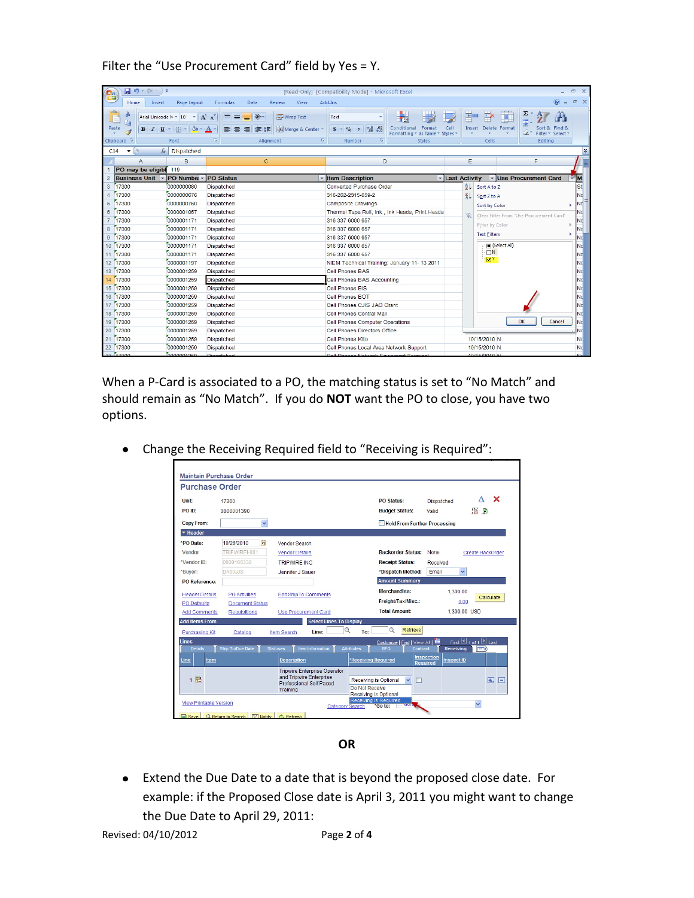Filter the "Use Procurement Card" field by Yes = Y.

When a P-Card is associated to a PO, the matching status is set to "No Match" and should remain as "No Match". If you do **NOT** want the PO to close, you have two options.

- Change the Receiving Required field to "Receiving is Required":

**OR**

- Extend the Due Date to a date that is beyond the proposed close date. For example: if the Proposed Close date is April 3, 2011 you might want to change the Due Date to April 29, 2011:

Revised: 04/10/2012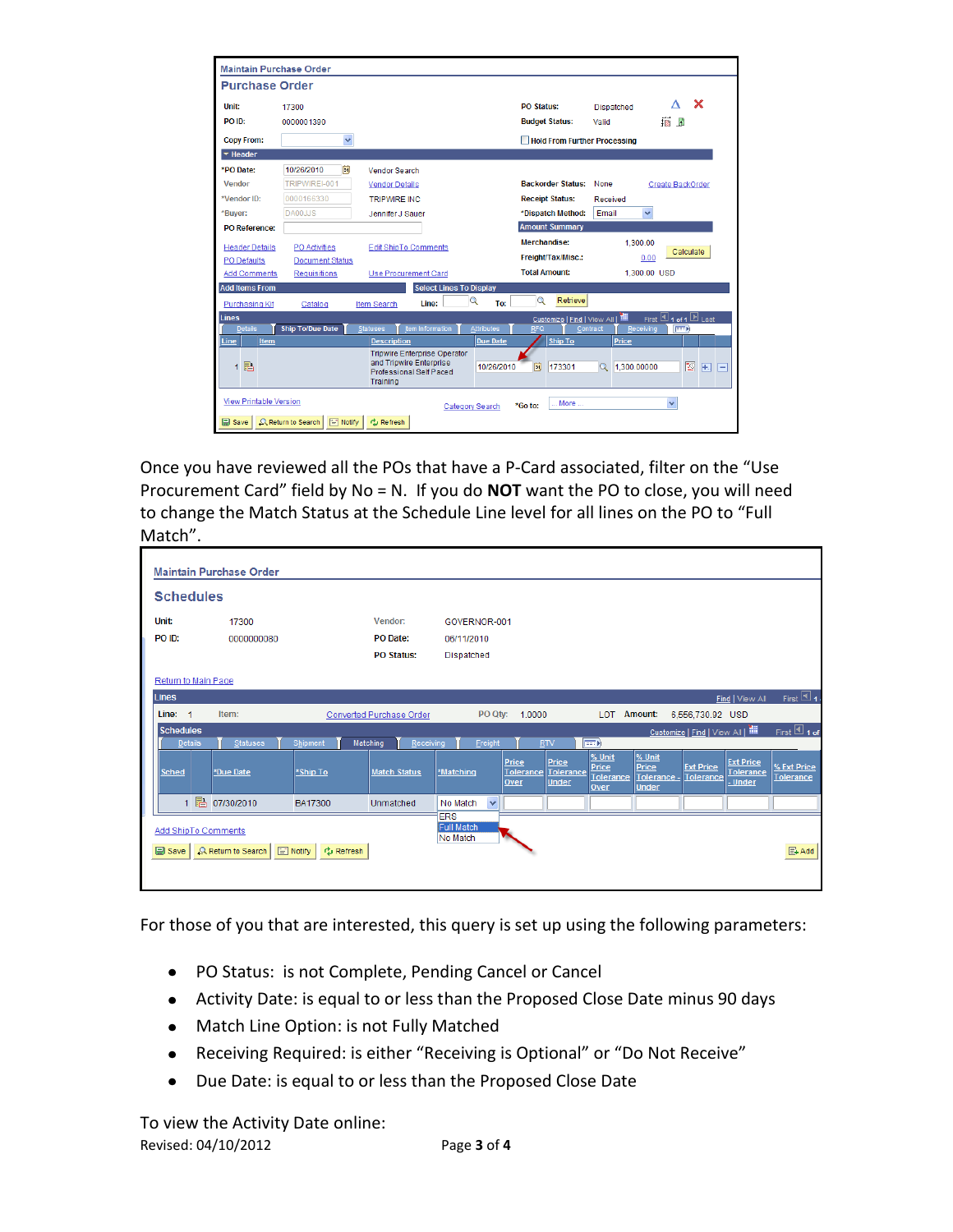Once you have reviewed all the POs that have a P-Card associated, filter on the "Use Procurement Card" field by No = N. If you do **NOT** want the PO to close, you will need to change the Match Status at the Schedule Line level for all lines on the PO to "Full Match".

For those of you that are interested, this query is set up using the following parameters:

- PO Status: is not Complete, Pending Cancel or Cancel
- Activity Date: is equal to or less than the Proposed Close Date minus 90 days
- Match Line Option: is not Fully Matched
- Receiving Required: is either "Receiving is Optional" or "Do Not Receive"
- Due Date: is equal to or less than the Proposed Close Date

To view the Activity Date online:
Revised: 04/10/2012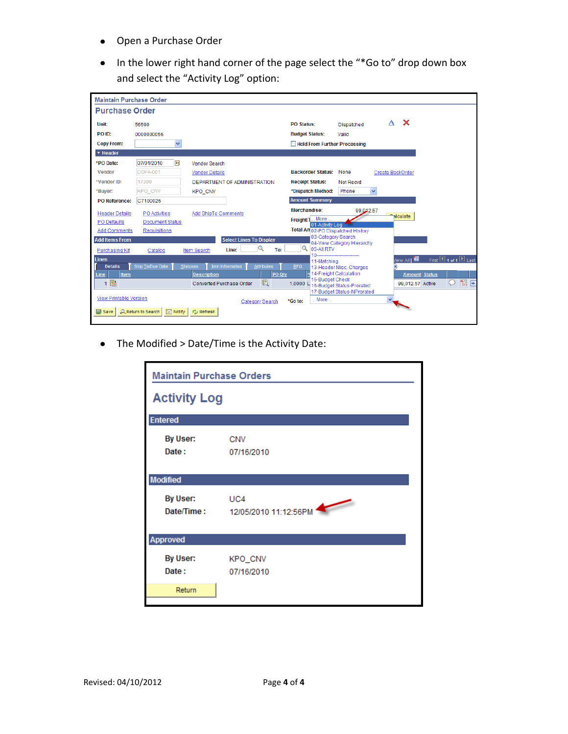- Open a Purchase Order
- In the lower right hand corner of the page select the "*Go to" drop down box and select the "Activity Log" option:

- The Modified > Date/Time is the Activity Date: